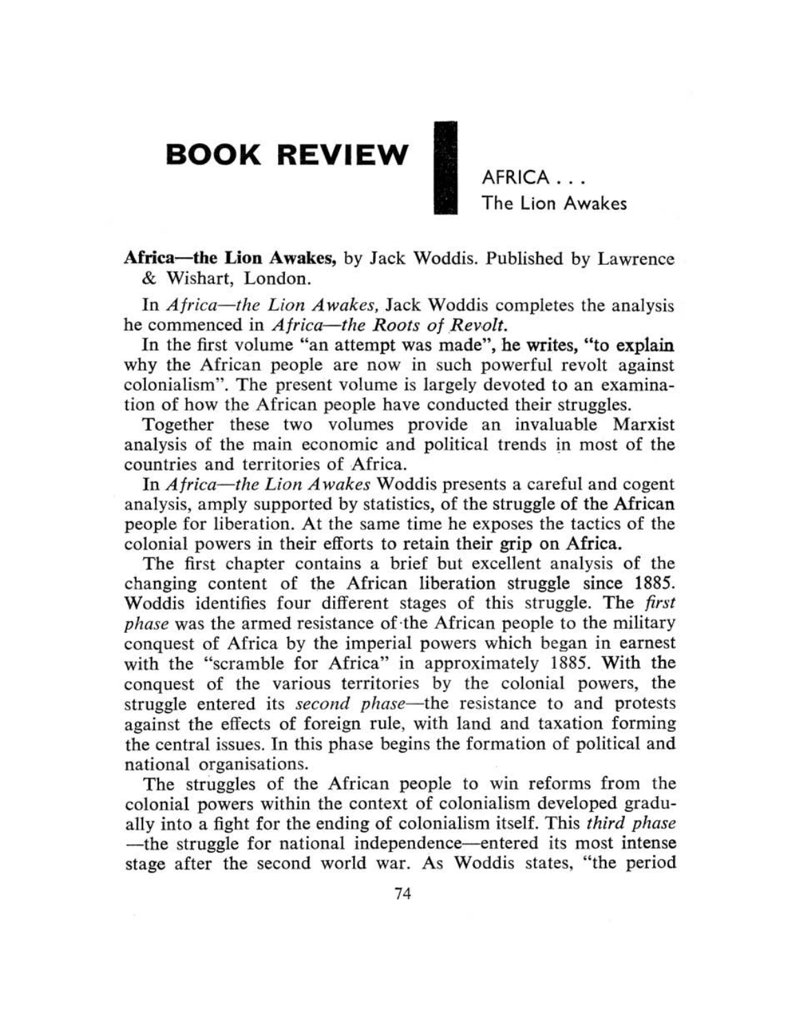# BOOK REVIEW

## AFRICA . . . The Lion Awakes

**Africa—the Lion Awakes,** by Jack Woddis. Published by Lawrence & Wishart, London.

In *Africa—the Lion Awakes,* Jack Woddis completes the analysis he commenced in *Africa—the Roots of Revolt.*

In the first volume "an attempt was made", he writes, "to explain why the African people are now in such powerful revolt against colonialism". The present volume is largely devoted to an examination of how the African people have conducted their struggles.

Together these two volumes provide an invaluable Marxist analysis of the main economic and political trends in most of the countries and territories of Africa.

In *Africa—the Lion Awakes* Woddis presents a careful and cogent analysis, amply supported by statistics, of the struggle of the African people for liberation. At the same time he exposes the tactics of the colonial powers in their efforts to retain their grip on Africa.

The first chapter contains a brief but excellent analysis of the changing content of the African liberation struggle since 1885. Woddis identifies four different stages of this struggle. The *first phase* was the armed resistance of the African people to the military conquest of Africa by the imperial powers which began in earnest with the "scramble for Africa" in approximately 1885. With the conquest of the various territories by the colonial powers, the struggle entered its *second phase*—the resistance to and protests against the effects of foreign rule, with land and taxation forming the central issues. In this phase begins the formation of political and national organisations.

The struggles of the African people to win reforms from the colonial powers within the context of colonialism developed gradually into a fight for the ending of colonialism itself. This *third phase* —the struggle for national independence—entered its most intense stage after the second world war. As Woddis states, "the period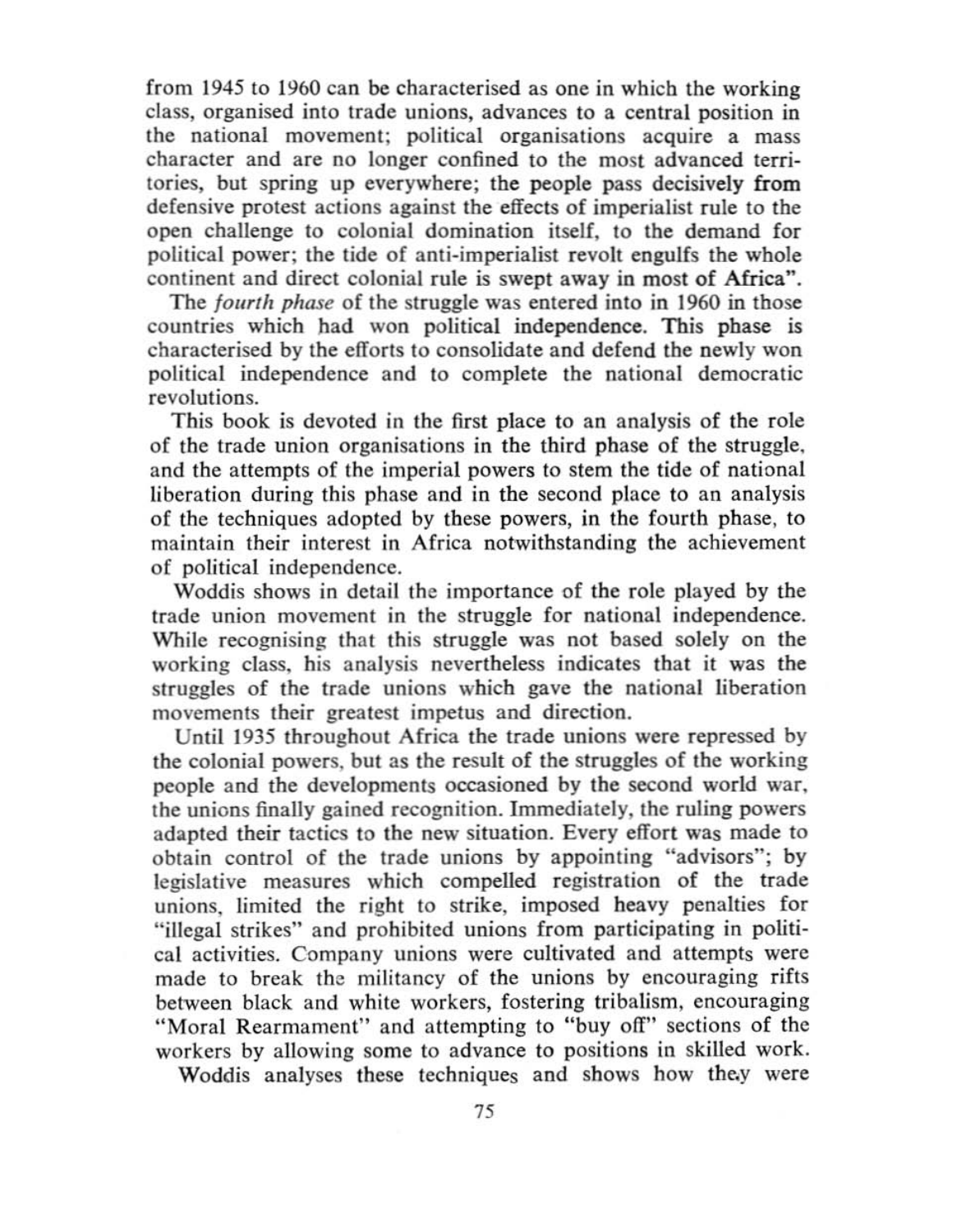from 1945 to 1960 can be characterised as one in which the working class, organised into trade unions, advances to a central position in the national movement; political organisations acquire a mass character and are no longer confined to the most advanced territories, but spring up everywhere; the people pass decisively from defensive protest actions against the effects of imperialist rule to the open challenge to colonial domination itself, to the demand for political power; the tide of anti-imperialist revolt engulfs the whole continent and direct colonial rule is swept away in most of Africa".

The *fourth phase* of the struggle was entered into in 1960 in those countries which had won political independence. This phase is characterised by the efforts to consolidate and defend the newly won political independence and to complete the national democratic revolutions.

This book is devoted in the first place to an analysis of the role of the trade union organisations in the third phase of the struggle, and the attempts of the imperial powers to stem the tide of national liberation during this phase and in the second place to an analysis of the techniques adopted by these powers, in the fourth phase, to maintain their interest in Africa notwithstanding the achievement of political independence.

Woddis shows in detail the importance of the role played by the trade union movement in the struggle for national independence. While recognising that this struggle was not based solely on the working class, his analysis nevertheless indicates that it was the struggles of the trade unions which gave the national liberation movements their greatest impetus and direction.

Until 1935 throughout Africa the trade unions were repressed by the colonial powers, but as the result of the struggles of the working people and the developments occasioned by the second world war, the unions finally gained recognition. Immediately, the ruling powers adapted their tactics to the new situation. Every effort was made to obtain control of the trade unions by appointing "advisors"; by legislative measures which compelled registration of the trade unions, limited the right to strike, imposed heavy penalties for "illegal strikes" and prohibited unions from participating in political activities. Company unions were cultivated and attempts were made to break the militancy of the unions by encouraging rifts between black and white workers, fostering tribalism, encouraging "Moral Rearmament" and attempting to "buy off" sections of the workers by allowing some to advance to positions in skilled work.

Woddis analyses these techniques and shows how they were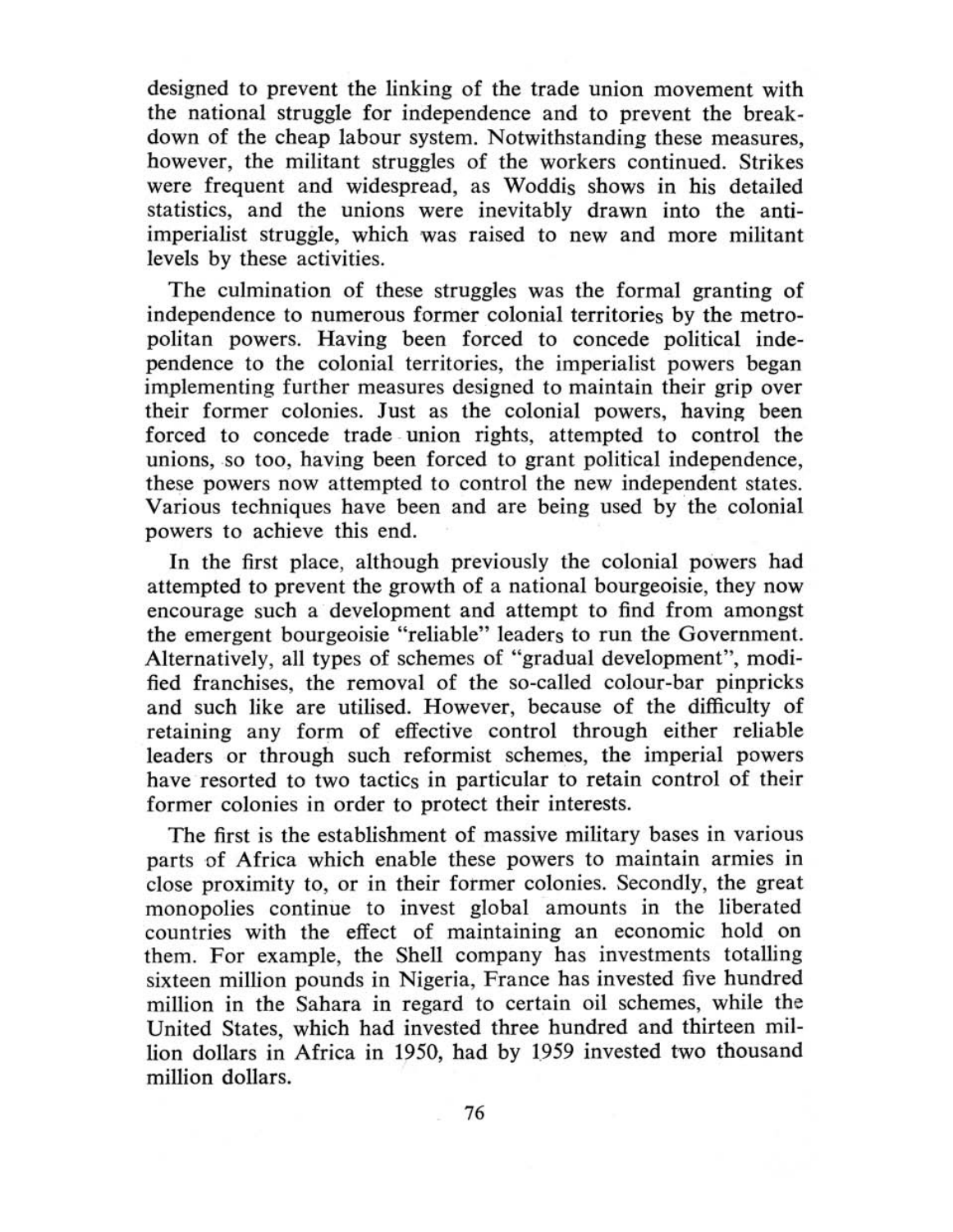designed to prevent the linking of the trade union movement with the national struggle for independence and to prevent the breakdown of the cheap labour system. Notwithstanding these measures, however, the militant struggles of the workers continued. Strikes were frequent and widespread, as Woddis shows in his detailed statistics, and the unions were inevitably drawn into the anti-imperialist struggle, which was raised to new and more militant levels by these activities.

The culmination of these struggles was the formal granting of independence to numerous former colonial territories by the metropolitan powers. Having been forced to concede political independence to the colonial territories, the imperialist powers began implementing further measures designed to maintain their grip over their former colonies. Just as the colonial powers, having been forced to concede trade union rights, attempted to control the unions, so too, having been forced to grant political independence, these powers now attempted to control the new independent states. Various techniques have been and are being used by the colonial powers to achieve this end.

In the first place, although previously the colonial powers had attempted to prevent the growth of a national bourgeoisie, they now encourage such a development and attempt to find from amongst the emergent bourgeoisie "reliable" leaders to run the Government. Alternatively, all types of schemes of "gradual development", modified franchises, the removal of the so-called colour-bar pinpricks and such like are utilised. However, because of the difficulty of retaining any form of effective control through either reliable leaders or through such reformist schemes, the imperial powers have resorted to two tactics in particular to retain control of their former colonies in order to protect their interests.

The first is the establishment of massive military bases in various parts of Africa which enable these powers to maintain armies in close proximity to, or in their former colonies. Secondly, the great monopolies continue to invest global amounts in the liberated countries with the effect of maintaining an economic hold on them. For example, the Shell company has investments totalling sixteen million pounds in Nigeria, France has invested five hundred million in the Sahara in regard to certain oil schemes, while the United States, which had invested three hundred and thirteen million dollars in Africa in 1950, had by 1959 invested two thousand million dollars.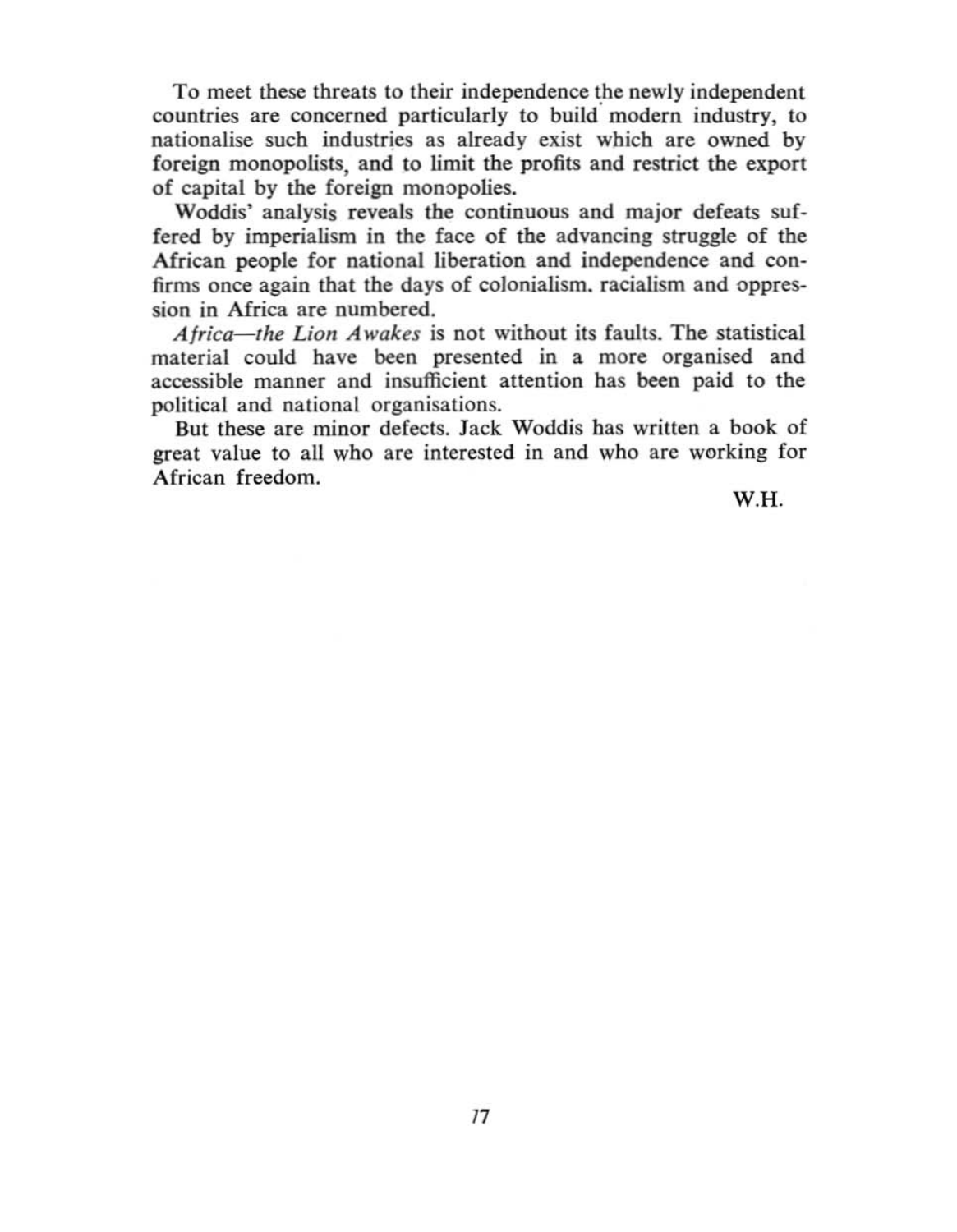To meet these threats to their independence the newly independent countries are concerned particularly to build modern industry, to nationalise such industries as already exist which are owned by foreign monopolists, and to limit the profits and restrict the export of capital by the foreign monopolies.

Woddis' analysis reveals the continuous and major defeats suffered by imperialism in the face of the advancing struggle of the African people for national liberation and independence and confirms once again that the days of colonialism, racialism and oppression in Africa are numbered.

*Africa—the Lion Awakes* is not without its faults. The statistical material could have been presented in a more organised and accessible manner and insufficient attention has been paid to the political and national organisations.

But these are minor defects. Jack Woddis has written a book of great value to all who are interested in and who are working for African freedom.

W.H.